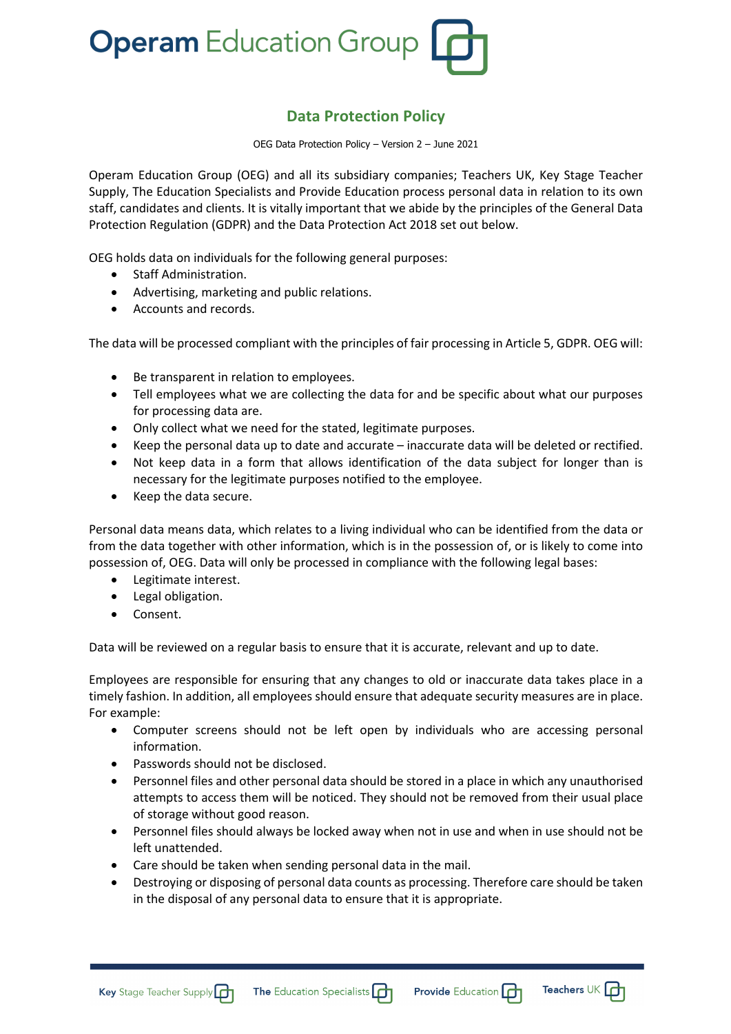# Operam Education Group

## Data Protection Policy

OEG Data Protection Policy – Version 2 – June 2021

Operam Education Group (OEG) and all its subsidiary companies; Teachers UK, Key Stage Teacher Supply, The Education Specialists and Provide Education process personal data in relation to its own staff, candidates and clients. It is vitally important that we abide by the principles of the General Data Protection Regulation (GDPR) and the Data Protection Act 2018 set out below.

OEG holds data on individuals for the following general purposes:

- Staff Administration.
- Advertising, marketing and public relations.
- Accounts and records.

The data will be processed compliant with the principles of fair processing in Article 5, GDPR. OEG will:

- Be transparent in relation to employees.
- Tell employees what we are collecting the data for and be specific about what our purposes for processing data are.
- Only collect what we need for the stated, legitimate purposes.
- Keep the personal data up to date and accurate – inaccurate data will be deleted or rectified.
- Not keep data in a form that allows identification of the data subject for longer than is necessary for the legitimate purposes notified to the employee.
- Keep the data secure.

Personal data means data, which relates to a living individual who can be identified from the data or from the data together with other information, which is in the possession of, or is likely to come into possession of, OEG. Data will only be processed in compliance with the following legal bases:

- Legitimate interest.
- Legal obligation.
- Consent.

Data will be reviewed on a regular basis to ensure that it is accurate, relevant and up to date.

Employees are responsible for ensuring that any changes to old or inaccurate data takes place in a timely fashion. In addition, all employees should ensure that adequate security measures are in place. For example:

- Computer screens should not be left open by individuals who are accessing personal information.
- Passwords should not be disclosed.
- Personnel files and other personal data should be stored in a place in which any unauthorised attempts to access them will be noticed. They should not be removed from their usual place of storage without good reason.
- Personnel files should always be locked away when not in use and when in use should not be left unattended.
- Care should be taken when sending personal data in the mail.
- Destroying or disposing of personal data counts as processing. Therefore care should be taken in the disposal of any personal data to ensure that it is appropriate.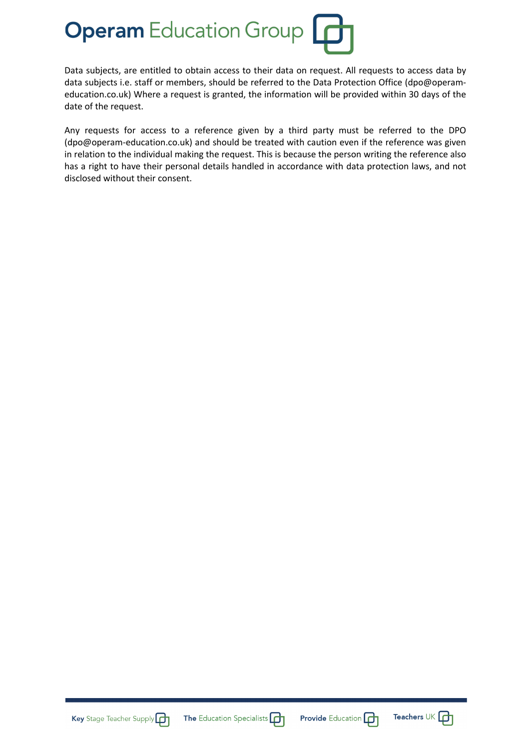Data subjects, are entitled to obtain access to their data on request. All requests to access data by data subjects i.e. staff or members, should be referred to the Data Protection Office (dpo@operam-education.co.uk) Where a request is granted, the information will be provided within 30 days of the date of the request.

Any requests for access to a reference given by a third party must be referred to the DPO (dpo@operam-education.co.uk) and should be treated with caution even if the reference was given in relation to the individual making the request. This is because the person writing the reference also has a right to have their personal details handled in accordance with data protection laws, and not disclosed without their consent.